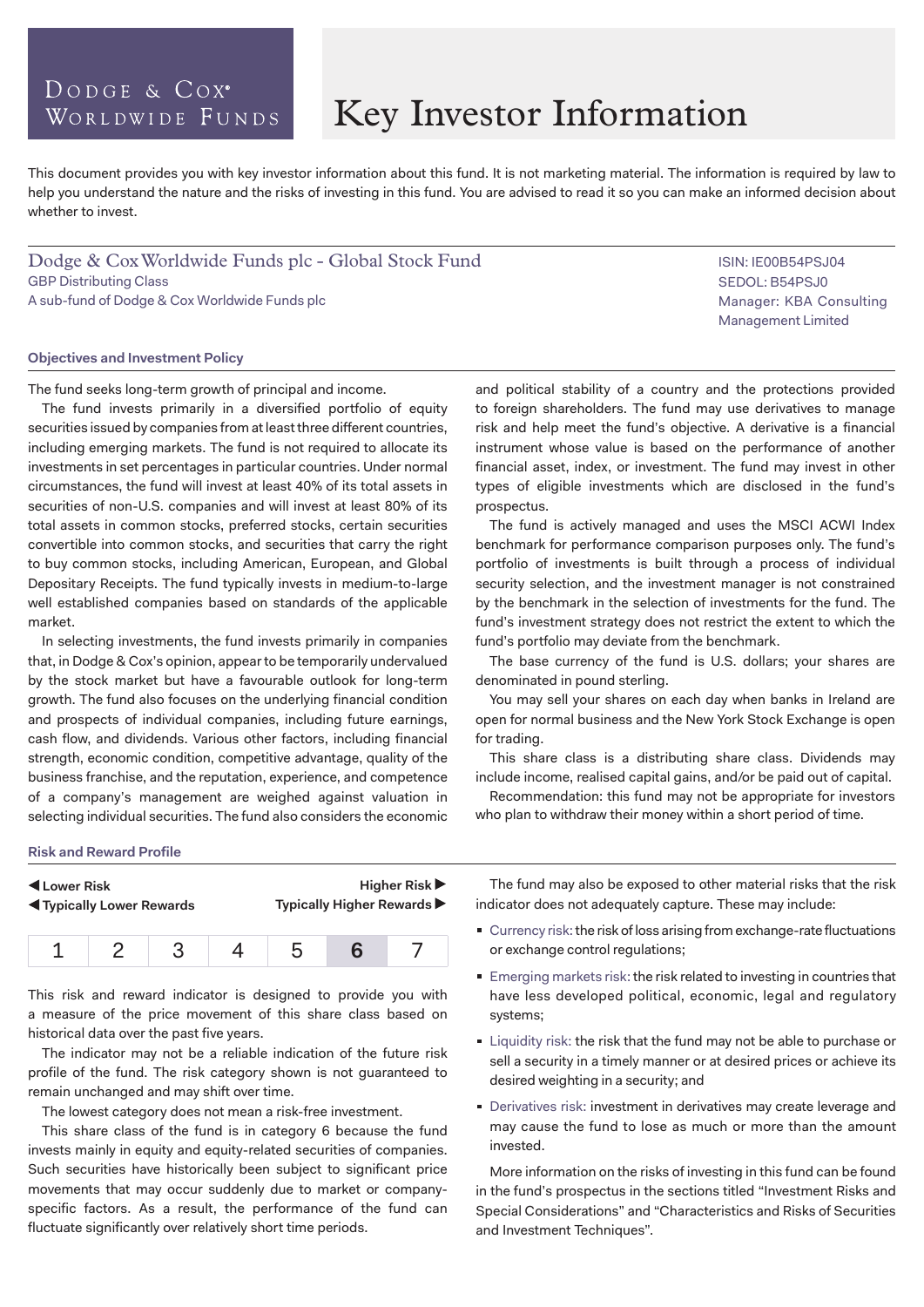# Key Investor Information

Dodge & Cox Worldwide Funds

This document provides you with key investor information about this fund. It is not marketing material. The information is required by law to help you understand the nature and the risks of investing in this fund. You are advised to read it so you can make an informed decision about whether to invest.

## Dodge & Cox Worldwide Funds plc - Global Stock Fund

GBP Distributing Class
A sub-fund of Dodge & Cox Worldwide Funds plc

ISIN: IE00B54PSJ04
SEDOL: B54PSJ0
Manager: KBA Consulting Management Limited

### Objectives and Investment Policy

The fund seeks long-term growth of principal and income.

The fund invests primarily in a diversified portfolio of equity securities issued by companies from at least three different countries, including emerging markets. The fund is not required to allocate its investments in set percentages in particular countries. Under normal circumstances, the fund will invest at least 40% of its total assets in securities of non-U.S. companies and will invest at least 80% of its total assets in common stocks, preferred stocks, certain securities convertible into common stocks, and securities that carry the right to buy common stocks, including American, European, and Global Depositary Receipts. The fund typically invests in medium-to-large well established companies based on standards of the applicable market.

In selecting investments, the fund invests primarily in companies that, in Dodge & Cox's opinion, appear to be temporarily undervalued by the stock market but have a favourable outlook for long-term growth. The fund also focuses on the underlying financial condition and prospects of individual companies, including future earnings, cash flow, and dividends. Various other factors, including financial strength, economic condition, competitive advantage, quality of the business franchise, and the reputation, experience, and competence of a company's management are weighed against valuation in selecting individual securities. The fund also considers the economic and political stability of a country and the protections provided to foreign shareholders. The fund may use derivatives to manage risk and help meet the fund's objective. A derivative is a financial instrument whose value is based on the performance of another financial asset, index, or investment. The fund may invest in other types of eligible investments which are disclosed in the fund's prospectus.

The fund is actively managed and uses the MSCI ACWI Index benchmark for performance comparison purposes only. The fund's portfolio of investments is built through a process of individual security selection, and the investment manager is not constrained by the benchmark in the selection of investments for the fund. The fund's investment strategy does not restrict the extent to which the fund's portfolio may deviate from the benchmark.

The base currency of the fund is U.S. dollars; your shares are denominated in pound sterling.

You may sell your shares on each day when banks in Ireland are open for normal business and the New York Stock Exchange is open for trading.

This share class is a distributing share class. Dividends may include income, realised capital gains, and/or be paid out of capital.

Recommendation: this fund may not be appropriate for investors who plan to withdraw their money within a short period of time.

### Risk and Reward Profile

◀ **Lower Risk** — **Higher Risk** ▶
◀ **Typically Lower Rewards** — **Typically Higher Rewards** ▶

| 1 | 2 | 3 | 4 | 5 | **6** | 7 |
|---|---|---|---|---|---|---|

This risk and reward indicator is designed to provide you with a measure of the price movement of this share class based on historical data over the past five years.

The indicator may not be a reliable indication of the future risk profile of the fund. The risk category shown is not guaranteed to remain unchanged and may shift over time.

The lowest category does not mean a risk-free investment.

This share class of the fund is in category 6 because the fund invests mainly in equity and equity-related securities of companies. Such securities have historically been subject to significant price movements that may occur suddenly due to market or company-specific factors. As a result, the performance of the fund can fluctuate significantly over relatively short time periods.

The fund may also be exposed to other material risks that the risk indicator does not adequately capture. These may include:

- Currency risk: the risk of loss arising from exchange-rate fluctuations or exchange control regulations;
- Emerging markets risk: the risk related to investing in countries that have less developed political, economic, legal and regulatory systems;
- Liquidity risk: the risk that the fund may not be able to purchase or sell a security in a timely manner or at desired prices or achieve its desired weighting in a security; and
- Derivatives risk: investment in derivatives may create leverage and may cause the fund to lose as much or more than the amount invested.

More information on the risks of investing in this fund can be found in the fund's prospectus in the sections titled "Investment Risks and Special Considerations" and "Characteristics and Risks of Securities and Investment Techniques".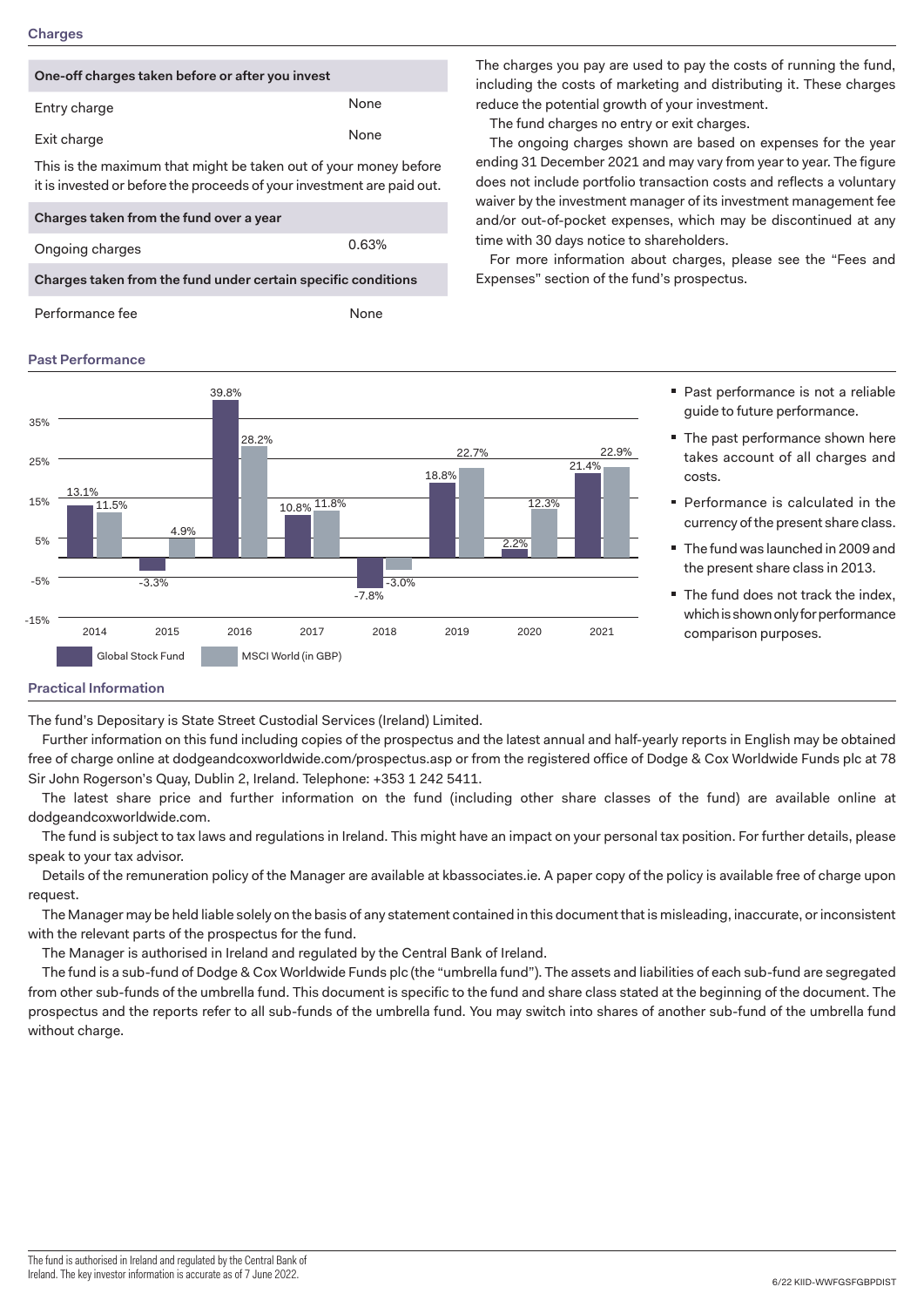## Charges

| One-off charges taken before or after you invest | |
|---|---|
| Entry charge | None |
| Exit charge | None |
| This is the maximum that might be taken out of your money before it is invested or before the proceeds of your investment are paid out. | |
| **Charges taken from the fund over a year** | |
| Ongoing charges | 0.63% |
| **Charges taken from the fund under certain specific conditions** | |
| Performance fee | None |

The charges you pay are used to pay the costs of running the fund, including the costs of marketing and distributing it. These charges reduce the potential growth of your investment.

The fund charges no entry or exit charges.

The ongoing charges shown are based on expenses for the year ending 31 December 2021 and may vary from year to year. The figure does not include portfolio transaction costs and reflects a voluntary waiver by the investment manager of its investment management fee and/or out-of-pocket expenses, which may be discontinued at any time with 30 days notice to shareholders.

For more information about charges, please see the "Fees and Expenses" section of the fund's prospectus.

## Past Performance

35%
25%
15%
5%
-5%
-15%

2014: 13.1% 11.5%
2015: -3.3% 4.9%
2016: 39.8% 28.2%
2017: 10.8% 11.8%
2018: -7.8% -3.0%
2019: 18.8% 22.7%
2020: 2.2% 12.3%
2021: 21.4% 22.9%

Global Stock Fund
MSCI World (in GBP)

- Past performance is not a reliable guide to future performance.
- The past performance shown here takes account of all charges and costs.
- Performance is calculated in the currency of the present share class.
- The fund was launched in 2009 and the present share class in 2013.
- The fund does not track the index, which is shown only for performance comparison purposes.

## Practical Information

The fund's Depositary is State Street Custodial Services (Ireland) Limited.

Further information on this fund including copies of the prospectus and the latest annual and half-yearly reports in English may be obtained free of charge online at dodgeandcoxworldwide.com/prospectus.asp or from the registered office of Dodge & Cox Worldwide Funds plc at 78 Sir John Rogerson's Quay, Dublin 2, Ireland. Telephone: +353 1 242 5411.

The latest share price and further information on the fund (including other share classes of the fund) are available online at dodgeandcoxworldwide.com.

The fund is subject to tax laws and regulations in Ireland. This might have an impact on your personal tax position. For further details, please speak to your tax advisor.

Details of the remuneration policy of the Manager are available at kbassociates.ie. A paper copy of the policy is available free of charge upon request.

The Manager may be held liable solely on the basis of any statement contained in this document that is misleading, inaccurate, or inconsistent with the relevant parts of the prospectus for the fund.

The Manager is authorised in Ireland and regulated by the Central Bank of Ireland.

The fund is a sub-fund of Dodge & Cox Worldwide Funds plc (the "umbrella fund"). The assets and liabilities of each sub-fund are segregated from other sub-funds of the umbrella fund. This document is specific to the fund and share class stated at the beginning of the document. The prospectus and the reports refer to all sub-funds of the umbrella fund. You may switch into shares of another sub-fund of the umbrella fund without charge.

The fund is authorised in Ireland and regulated by the Central Bank of Ireland. The key investor information is accurate as of 7 June 2022.

6/22 KIID-WWFGSFGBPDIST